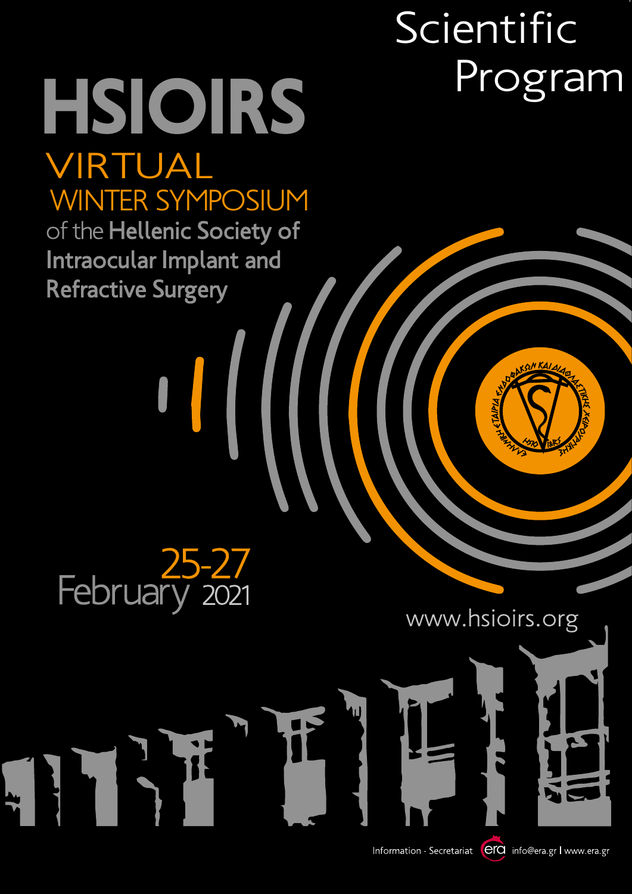# Scientific Program

# HSIOIRS

## VIRTUAL WINTER SYMPOSIUM

of the **Hellenic Society of Intraocular Implant and Refractive Surgery**

25-27 February 2021

www.hsioirs.org

Information - Secretariat era info@era.gr | www.era.gr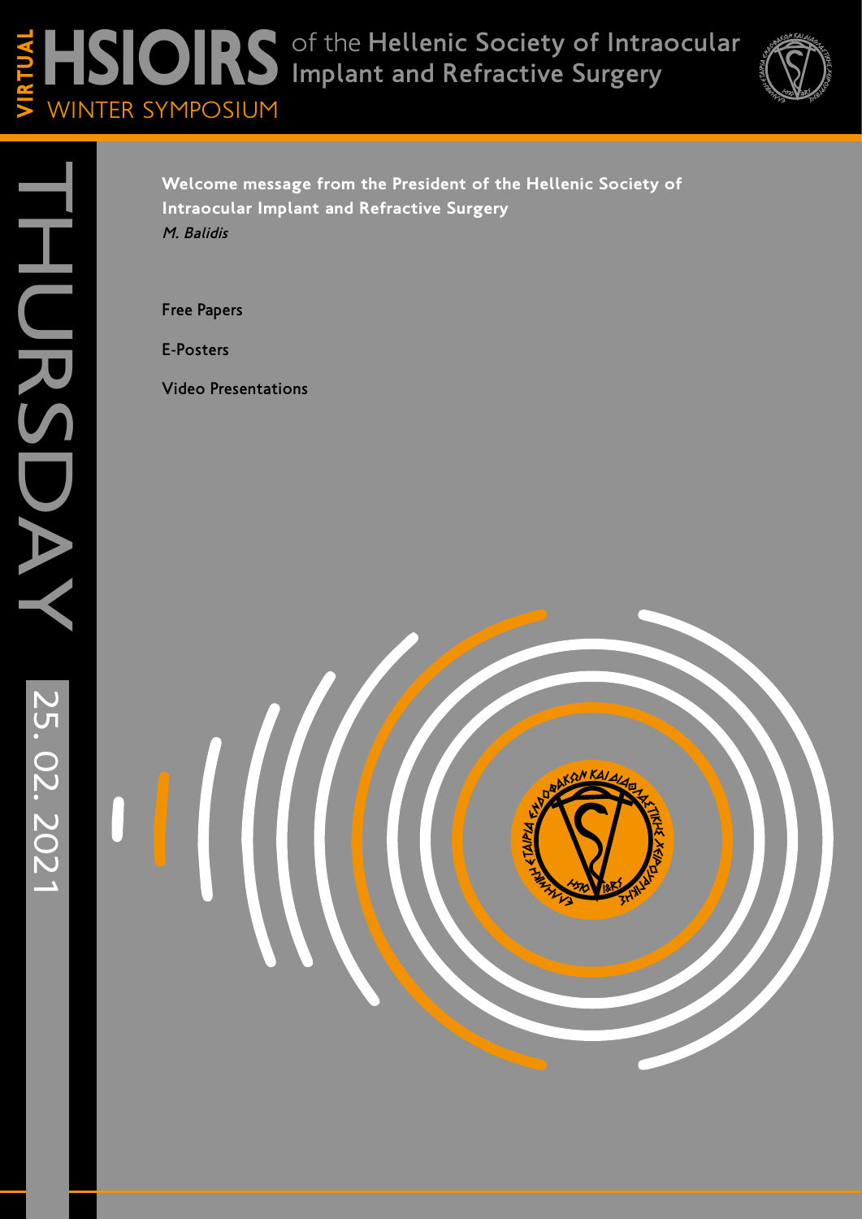# VIRTUAL HSIOIRS of the Hellenic Society of Intraocular Implant and Refractive Surgery

## WINTER SYMPOSIUM

# THURSDAY

25. 02. 2021

**Welcome message from the President of the Hellenic Society of Intraocular Implant and Refractive Surgery**
*M. Balidis*

Free Papers

E-Posters

Video Presentations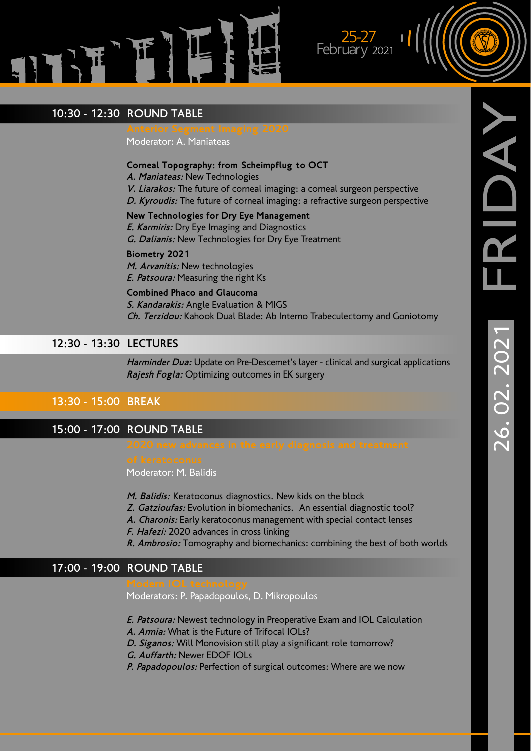# FRIDAY 26. 02. 2021

## 10:30 - 12:30 ROUND TABLE

**Anterior Segment Imaging 2020**

Moderator: A. Maniateas

**Corneal Topography: from Scheimpflug to OCT**

*A. Maniateas:* New Technologies
*V. Liarakos:* The future of corneal imaging: a corneal surgeon perspective
*D. Kyroudis:* The future of corneal imaging: a refractive surgeon perspective

**New Technologies for Dry Eye Management**

*E. Karmiris:* Dry Eye Imaging and Diagnostics
*G. Dalianis:* New Technologies for Dry Eye Treatment

**Biometry 2021**

*M. Arvanitis:* New technologies
*E. Patsoura:* Measuring the right Ks

**Combined Phaco and Glaucoma**

*S. Kandarakis:* Angle Evaluation & MIGS
*Ch. Terzidou:* Kahook Dual Blade: Ab Interno Trabeculectomy and Goniotomy

## 12:30 - 13:30 LECTURES

*Harminder Dua:* Update on Pre-Descemet's layer - clinical and surgical applications
*Rajesh Fogla:* Optimizing outcomes in EK surgery

## 13:30 - 15:00 BREAK

## 15:00 - 17:00 ROUND TABLE

**2020 new advances in the early diagnosis and treatment of keratoconus**

Moderator: M. Balidis

*M. Balidis:* Keratoconus diagnostics. New kids on the block
*Z. Gatzioufas:* Evolution in biomechanics. An essential diagnostic tool?
*A. Charonis:* Early keratoconus management with special contact lenses
*F. Hafezi:* 2020 advances in cross linking
*R. Ambrosio:* Tomography and biomechanics: combining the best of both worlds

## 17:00 - 19:00 ROUND TABLE

**Modern IOL technology**

Moderators: P. Papadopoulos, D. Mikropoulos

*E. Patsoura:* Newest technology in Preoperative Exam and IOL Calculation
*A. Armia:* What is the Future of Trifocal IOLs?
*D. Siganos:* Will Monovision still play a significant role tomorrow?
*G. Auffarth:* Newer EDOF IOLs
*P. Papadopoulos:* Perfection of surgical outcomes: Where are we now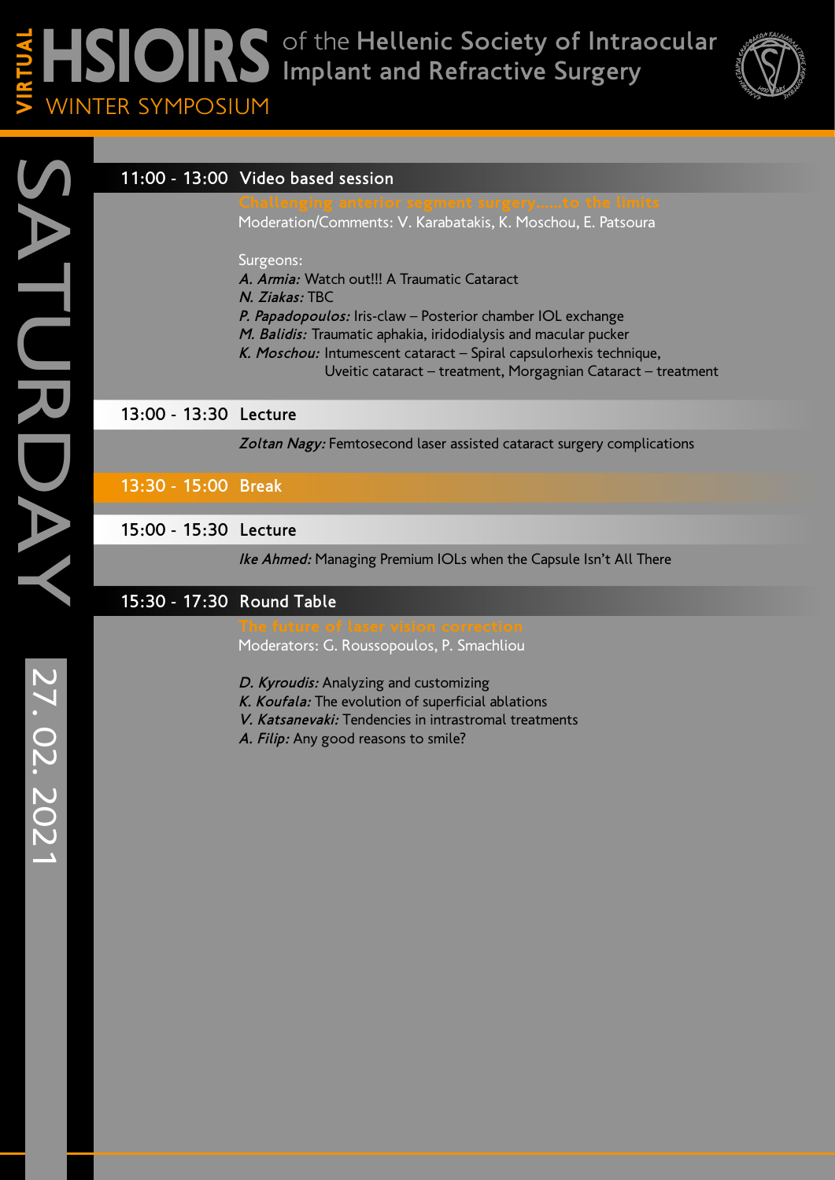# VIRTUAL HSIOIRS of the Hellenic Society of Intraocular Implant and Refractive Surgery

## WINTER SYMPOSIUM

## SATURDAY 27. 02. 2021

### 11:00 - 13:00 Video based session

**Challenging anterior segment surgery……to the limits**

Moderation/Comments: V. Karabatakis, K. Moschou, E. Patsoura

Surgeons:

*A. Armia:* Watch out!!! A Traumatic Cataract
*N. Ziakas:* TBC
*P. Papadopoulos:* Iris-claw – Posterior chamber IOL exchange
*M. Balidis:* Traumatic aphakia, iridodialysis and macular pucker
*K. Moschou:* Intumescent cataract – Spiral capsulorhexis technique, Uveitic cataract – treatment, Morgagnian Cataract – treatment

### 13:00 - 13:30 Lecture

*Zoltan Nagy:* Femtosecond laser assisted cataract surgery complications

### 13:30 - 15:00 Break

### 15:00 - 15:30 Lecture

*Ike Ahmed:* Managing Premium IOLs when the Capsule Isn't All There

### 15:30 - 17:30 Round Table

**The future of laser vision correction**

Moderators: G. Roussopoulos, P. Smachliou

*D. Kyroudis:* Analyzing and customizing
*K. Koufala:* The evolution of superficial ablations
*V. Katsanevaki:* Tendencies in intrastromal treatments
*A. Filip:* Any good reasons to smile?